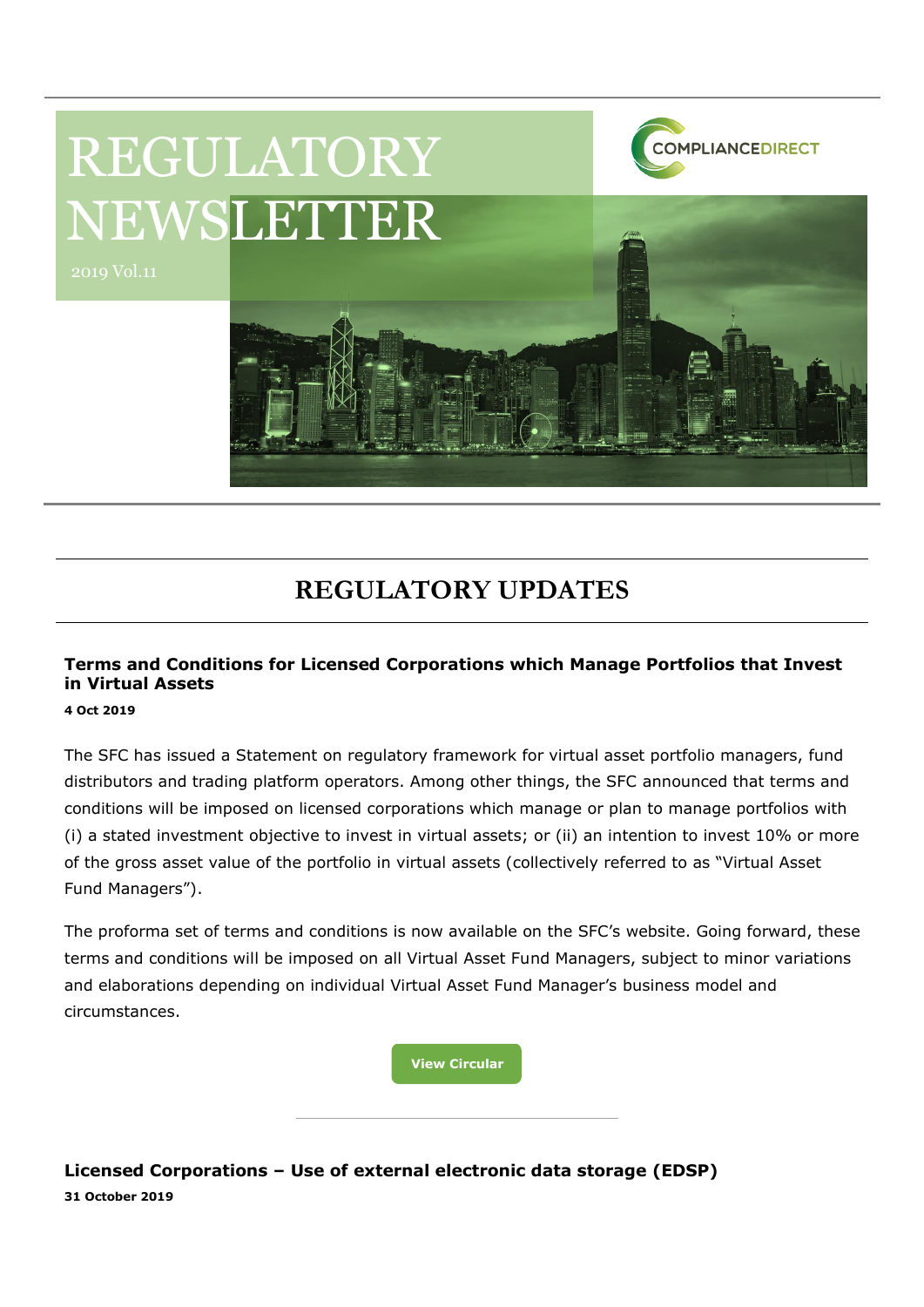# REGULATORY NEWSLETTER

2019 Vol.11

COMPLIANCEDIRECT

## REGULATORY UPDATES

### Terms and Conditions for Licensed Corporations which Manage Portfolios that Invest in Virtual Assets

**4 Oct 2019**

The SFC has issued a Statement on regulatory framework for virtual asset portfolio managers, fund distributors and trading platform operators. Among other things, the SFC announced that terms and conditions will be imposed on licensed corporations which manage or plan to manage portfolios with (i) a stated investment objective to invest in virtual assets; or (ii) an intention to invest 10% or more of the gross asset value of the portfolio in virtual assets (collectively referred to as "Virtual Asset Fund Managers").

The proforma set of terms and conditions is now available on the SFC's website. Going forward, these terms and conditions will be imposed on all Virtual Asset Fund Managers, subject to minor variations and elaborations depending on individual Virtual Asset Fund Manager's business model and circumstances.

View Circular

---

### Licensed Corporations – Use of external electronic data storage (EDSP)

**31 October 2019**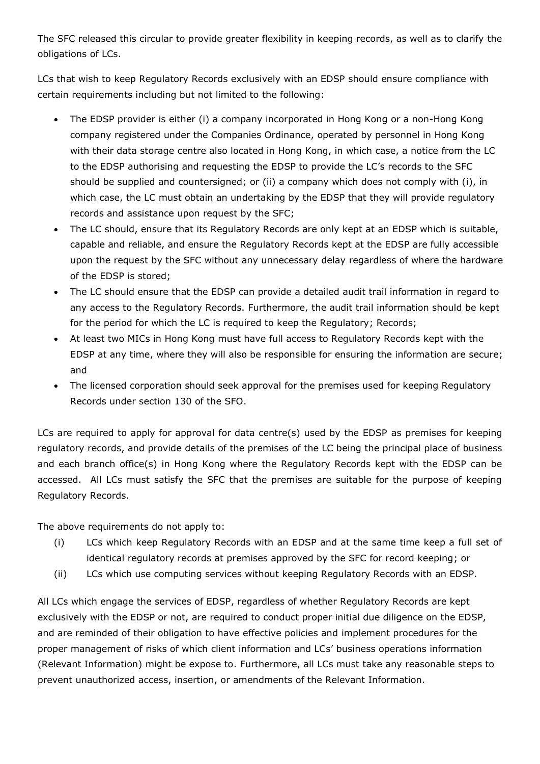The SFC released this circular to provide greater flexibility in keeping records, as well as to clarify the obligations of LCs.

LCs that wish to keep Regulatory Records exclusively with an EDSP should ensure compliance with certain requirements including but not limited to the following:

- The EDSP provider is either (i) a company incorporated in Hong Kong or a non-Hong Kong company registered under the Companies Ordinance, operated by personnel in Hong Kong with their data storage centre also located in Hong Kong, in which case, a notice from the LC to the EDSP authorising and requesting the EDSP to provide the LC's records to the SFC should be supplied and countersigned; or (ii) a company which does not comply with (i), in which case, the LC must obtain an undertaking by the EDSP that they will provide regulatory records and assistance upon request by the SFC;
- The LC should, ensure that its Regulatory Records are only kept at an EDSP which is suitable, capable and reliable, and ensure the Regulatory Records kept at the EDSP are fully accessible upon the request by the SFC without any unnecessary delay regardless of where the hardware of the EDSP is stored;
- The LC should ensure that the EDSP can provide a detailed audit trail information in regard to any access to the Regulatory Records. Furthermore, the audit trail information should be kept for the period for which the LC is required to keep the Regulatory; Records;
- At least two MICs in Hong Kong must have full access to Regulatory Records kept with the EDSP at any time, where they will also be responsible for ensuring the information are secure; and
- The licensed corporation should seek approval for the premises used for keeping Regulatory Records under section 130 of the SFO.

LCs are required to apply for approval for data centre(s) used by the EDSP as premises for keeping regulatory records, and provide details of the premises of the LC being the principal place of business and each branch office(s) in Hong Kong where the Regulatory Records kept with the EDSP can be accessed. All LCs must satisfy the SFC that the premises are suitable for the purpose of keeping Regulatory Records.

The above requirements do not apply to:

(i) LCs which keep Regulatory Records with an EDSP and at the same time keep a full set of identical regulatory records at premises approved by the SFC for record keeping; or

(ii) LCs which use computing services without keeping Regulatory Records with an EDSP.

All LCs which engage the services of EDSP, regardless of whether Regulatory Records are kept exclusively with the EDSP or not, are required to conduct proper initial due diligence on the EDSP, and are reminded of their obligation to have effective policies and implement procedures for the proper management of risks of which client information and LCs' business operations information (Relevant Information) might be expose to. Furthermore, all LCs must take any reasonable steps to prevent unauthorized access, insertion, or amendments of the Relevant Information.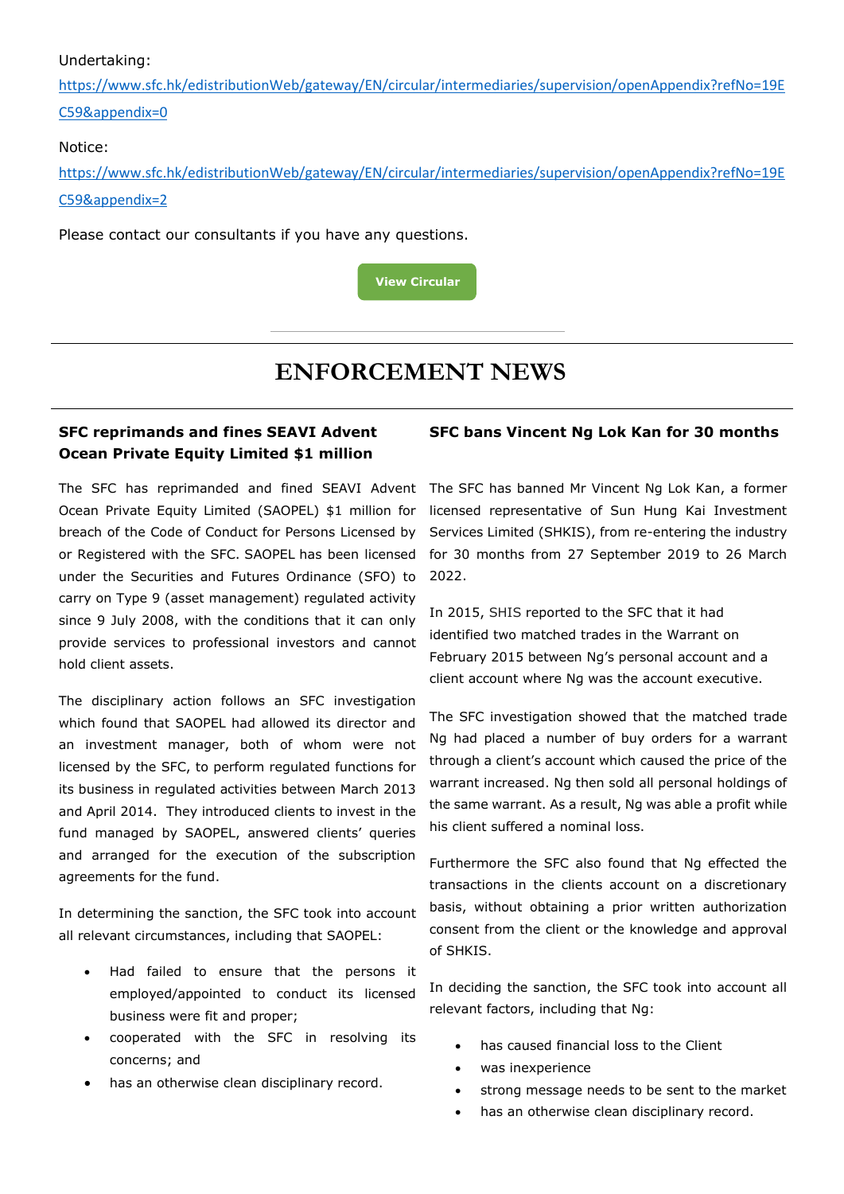Undertaking:

https://www.sfc.hk/edistributionWeb/gateway/EN/circular/intermediaries/supervision/openAppendix?refNo=19EC59&appendix=0

Notice:

https://www.sfc.hk/edistributionWeb/gateway/EN/circular/intermediaries/supervision/openAppendix?refNo=19EC59&appendix=2

Please contact our consultants if you have any questions.

View Circular

# ENFORCEMENT NEWS

### SFC reprimands and fines SEAVI Advent Ocean Private Equity Limited $1 million

The SFC has reprimanded and fined SEAVI Advent Ocean Private Equity Limited (SAOPEL) $1 million for breach of the Code of Conduct for Persons Licensed by or Registered with the SFC. SAOPEL has been licensed under the Securities and Futures Ordinance (SFO) to carry on Type 9 (asset management) regulated activity since 9 July 2008, with the conditions that it can only provide services to professional investors and cannot hold client assets.

The disciplinary action follows an SFC investigation which found that SAOPEL had allowed its director and an investment manager, both of whom were not licensed by the SFC, to perform regulated functions for its business in regulated activities between March 2013 and April 2014. They introduced clients to invest in the fund managed by SAOPEL, answered clients' queries and arranged for the execution of the subscription agreements for the fund.

In determining the sanction, the SFC took into account all relevant circumstances, including that SAOPEL:

- Had failed to ensure that the persons it employed/appointed to conduct its licensed business were fit and proper;
- cooperated with the SFC in resolving its concerns; and
- has an otherwise clean disciplinary record.

### SFC bans Vincent Ng Lok Kan for 30 months

The SFC has banned Mr Vincent Ng Lok Kan, a former licensed representative of Sun Hung Kai Investment Services Limited (SHKIS), from re-entering the industry for 30 months from 27 September 2019 to 26 March 2022.

In 2015, SHIS reported to the SFC that it had identified two matched trades in the Warrant on February 2015 between Ng's personal account and a client account where Ng was the account executive.

The SFC investigation showed that the matched trade Ng had placed a number of buy orders for a warrant through a client's account which caused the price of the warrant increased. Ng then sold all personal holdings of the same warrant. As a result, Ng was able a profit while his client suffered a nominal loss.

Furthermore the SFC also found that Ng effected the transactions in the clients account on a discretionary basis, without obtaining a prior written authorization consent from the client or the knowledge and approval of SHKIS.

In deciding the sanction, the SFC took into account all relevant factors, including that Ng:

- has caused financial loss to the Client
- was inexperience
- strong message needs to be sent to the market
- has an otherwise clean disciplinary record.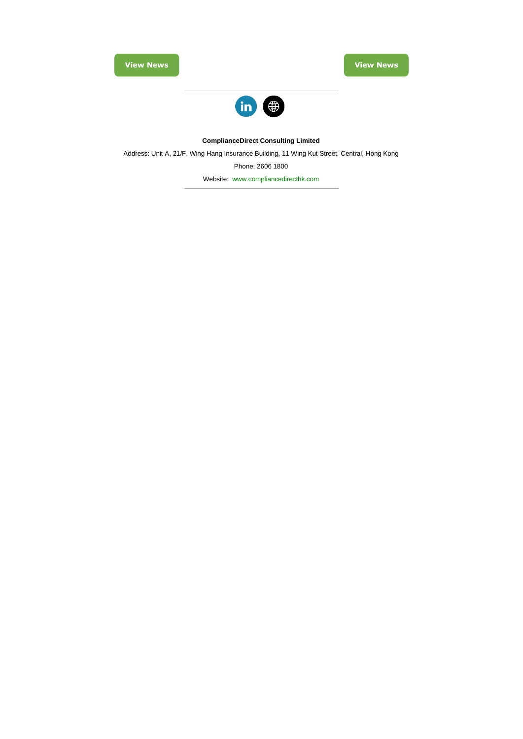View News

View News

---

**ComplianceDirect Consulting Limited**

Address: Unit A, 21/F, Wing Hang Insurance Building, 11 Wing Kut Street, Central, Hong Kong

Phone: 2606 1800

Website: www.compliancedirecthk.com

---